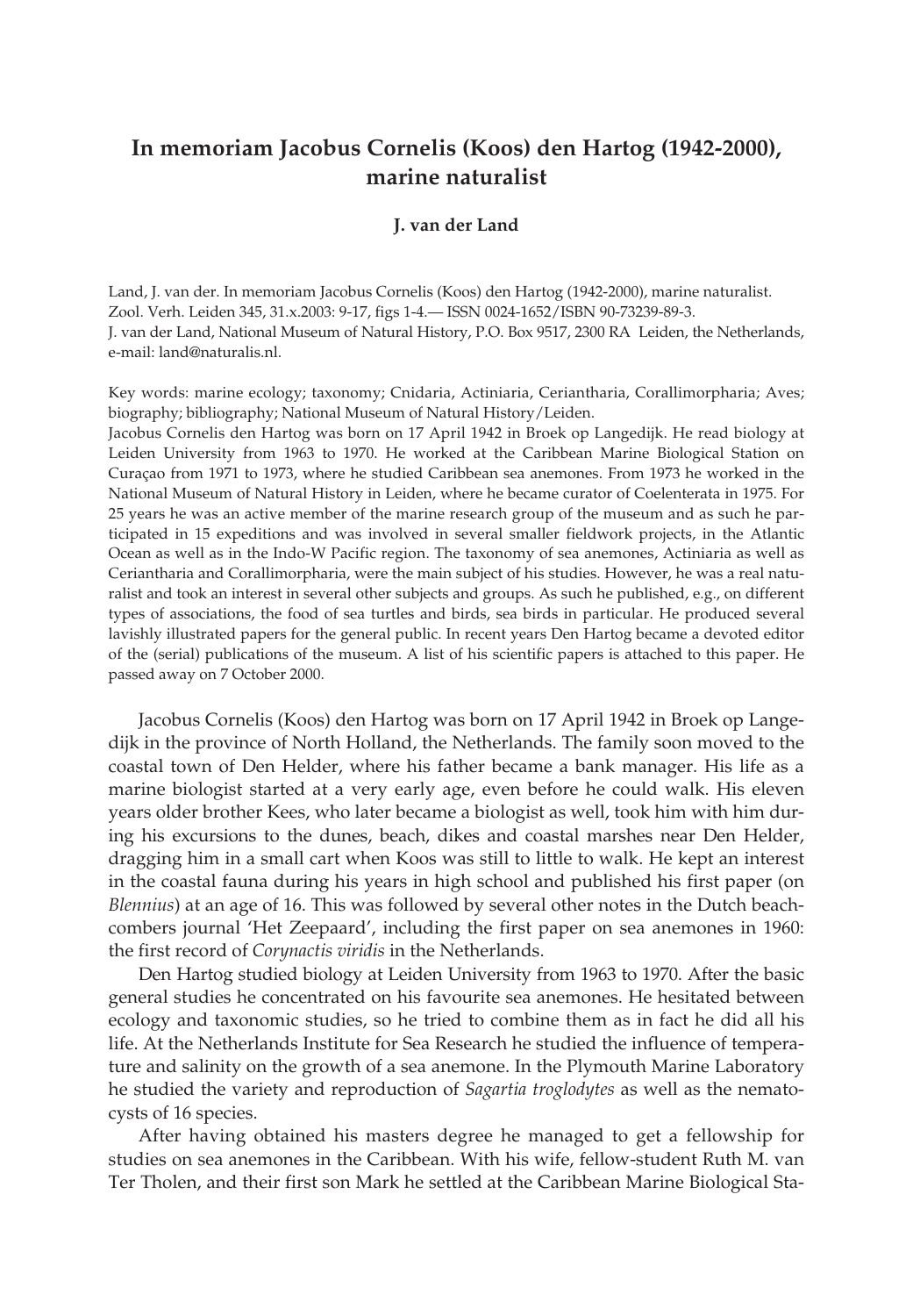# In memoriam Jacobus Cornelis (Koos) den Hartog (1942-2000), marine naturalist

**J. van der Land**

Land, J. van der. In memoriam Jacobus Cornelis (Koos) den Hartog (1942-2000), marine naturalist. Zool. Verh. Leiden 345, 31.x.2003: 9-17, figs 1-4.— ISSN 0024-1652/ISBN 90-73239-89-3.
J. van der Land, National Museum of Natural History, P.O. Box 9517, 2300 RA Leiden, the Netherlands, e-mail: land@naturalis.nl.

Key words: marine ecology; taxonomy; Cnidaria, Actiniaria, Ceriantharia, Corallimorpharia; Aves; biography; bibliography; National Museum of Natural History/Leiden.
Jacobus Cornelis den Hartog was born on 17 April 1942 in Broek op Langedijk. He read biology at Leiden University from 1963 to 1970. He worked at the Caribbean Marine Biological Station on Curaçao from 1971 to 1973, where he studied Caribbean sea anemones. From 1973 he worked in the National Museum of Natural History in Leiden, where he became curator of Coelenterata in 1975. For 25 years he was an active member of the marine research group of the museum and as such he participated in 15 expeditions and was involved in several smaller fieldwork projects, in the Atlantic Ocean as well as in the Indo-W Pacific region. The taxonomy of sea anemones, Actiniaria as well as Ceriantharia and Corallimorpharia, were the main subject of his studies. However, he was a real naturalist and took an interest in several other subjects and groups. As such he published, e.g., on different types of associations, the food of sea turtles and birds, sea birds in particular. He produced several lavishly illustrated papers for the general public. In recent years Den Hartog became a devoted editor of the (serial) publications of the museum. A list of his scientific papers is attached to this paper. He passed away on 7 October 2000.

Jacobus Cornelis (Koos) den Hartog was born on 17 April 1942 in Broek op Langedijk in the province of North Holland, the Netherlands. The family soon moved to the coastal town of Den Helder, where his father became a bank manager. His life as a marine biologist started at a very early age, even before he could walk. His eleven years older brother Kees, who later became a biologist as well, took him with him during his excursions to the dunes, beach, dikes and coastal marshes near Den Helder, dragging him in a small cart when Koos was still to little to walk. He kept an interest in the coastal fauna during his years in high school and published his first paper (on *Blennius*) at an age of 16. This was followed by several other notes in the Dutch beachcombers journal 'Het Zeepaard', including the first paper on sea anemones in 1960: the first record of *Corynactis viridis* in the Netherlands.

Den Hartog studied biology at Leiden University from 1963 to 1970. After the basic general studies he concentrated on his favourite sea anemones. He hesitated between ecology and taxonomic studies, so he tried to combine them as in fact he did all his life. At the Netherlands Institute for Sea Research he studied the influence of temperature and salinity on the growth of a sea anemone. In the Plymouth Marine Laboratory he studied the variety and reproduction of *Sagartia troglodytes* as well as the nematocysts of 16 species.

After having obtained his masters degree he managed to get a fellowship for studies on sea anemones in the Caribbean. With his wife, fellow-student Ruth M. van Ter Tholen, and their first son Mark he settled at the Caribbean Marine Biological Sta-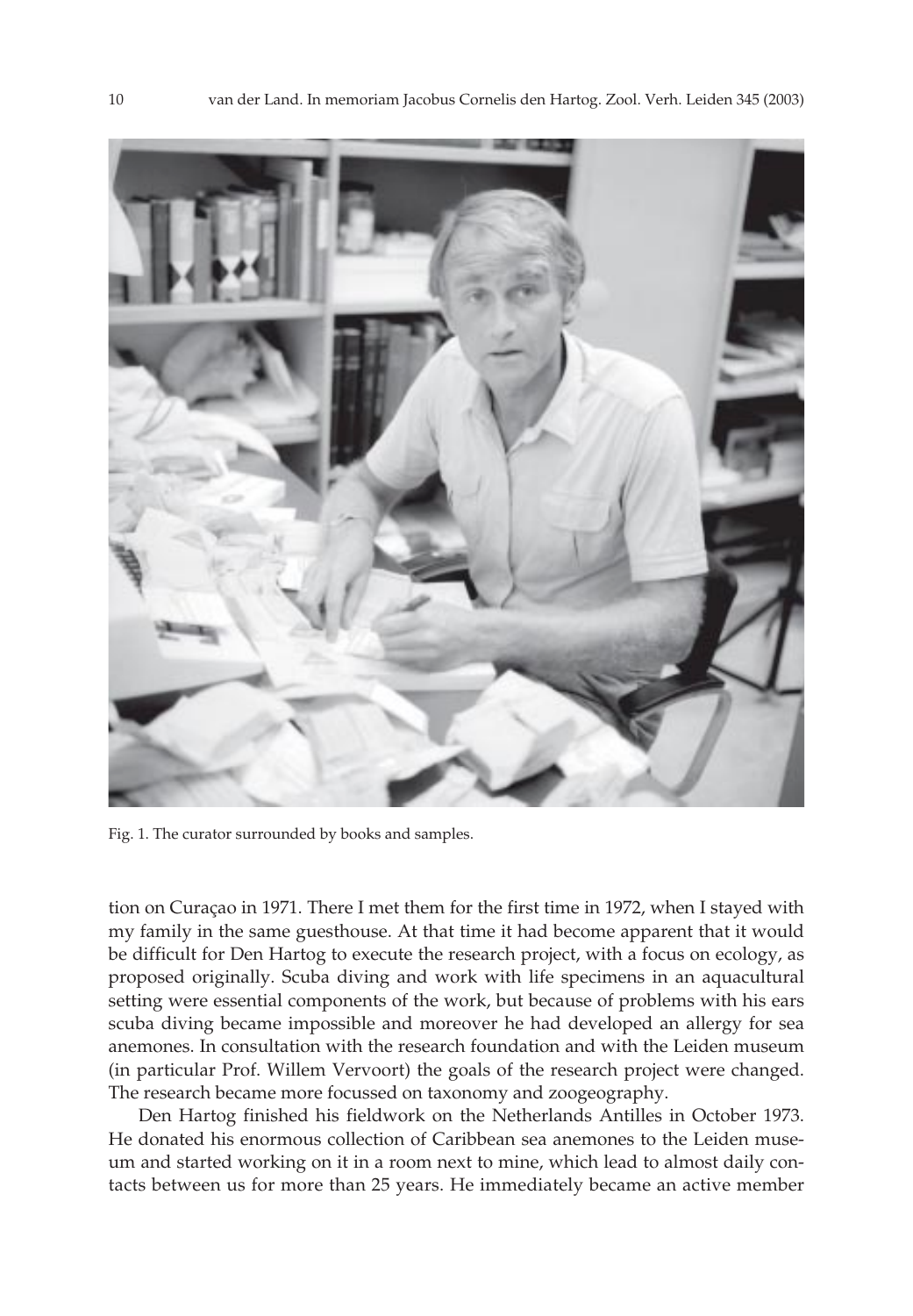Fig. 1. The curator surrounded by books and samples.

tion on Curaçao in 1971. There I met them for the first time in 1972, when I stayed with my family in the same guesthouse. At that time it had become apparent that it would be difficult for Den Hartog to execute the research project, with a focus on ecology, as proposed originally. Scuba diving and work with life specimens in an aquacultural setting were essential components of the work, but because of problems with his ears scuba diving became impossible and moreover he had developed an allergy for sea anemones. In consultation with the research foundation and with the Leiden museum (in particular Prof. Willem Vervoort) the goals of the research project were changed. The research became more focussed on taxonomy and zoogeography.

Den Hartog finished his fieldwork on the Netherlands Antilles in October 1973. He donated his enormous collection of Caribbean sea anemones to the Leiden museum and started working on it in a room next to mine, which lead to almost daily contacts between us for more than 25 years. He immediately became an active member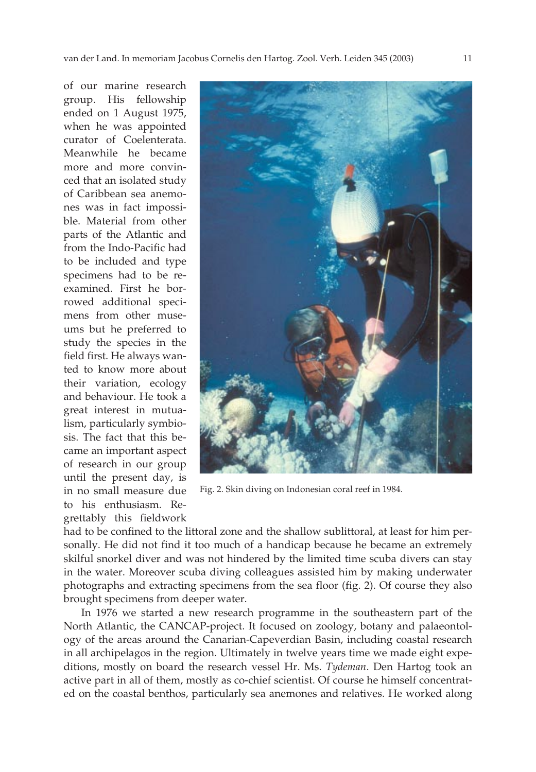of our marine research group. His fellowship ended on 1 August 1975, when he was appointed curator of Coelenterata. Meanwhile he became more and more convinced that an isolated study of Caribbean sea anemones was in fact impossible. Material from other parts of the Atlantic and from the Indo-Pacific had to be included and type specimens had to be re-examined. First he borrowed additional specimens from other museums but he preferred to study the species in the field first. He always wanted to know more about their variation, ecology and behaviour. He took a great interest in mutualism, particularly symbiosis. The fact that this became an important aspect of research in our group until the present day, is in no small measure due to his enthusiasm. Regrettably this fieldwork had to be confined to the littoral zone and the shallow sublittoral, at least for him personally. He did not find it too much of a handicap because he became an extremely skilful snorkel diver and was not hindered by the limited time scuba divers can stay in the water. Moreover scuba diving colleagues assisted him by making underwater photographs and extracting specimens from the sea floor (fig. 2). Of course they also brought specimens from deeper water.

Fig. 2. Skin diving on Indonesian coral reef in 1984.

In 1976 we started a new research programme in the southeastern part of the North Atlantic, the CANCAP-project. It focused on zoology, botany and palaeontology of the areas around the Canarian-Capeverdian Basin, including coastal research in all archipelagos in the region. Ultimately in twelve years time we made eight expeditions, mostly on board the research vessel Hr. Ms. *Tydeman*. Den Hartog took an active part in all of them, mostly as co-chief scientist. Of course he himself concentrated on the coastal benthos, particularly sea anemones and relatives. He worked along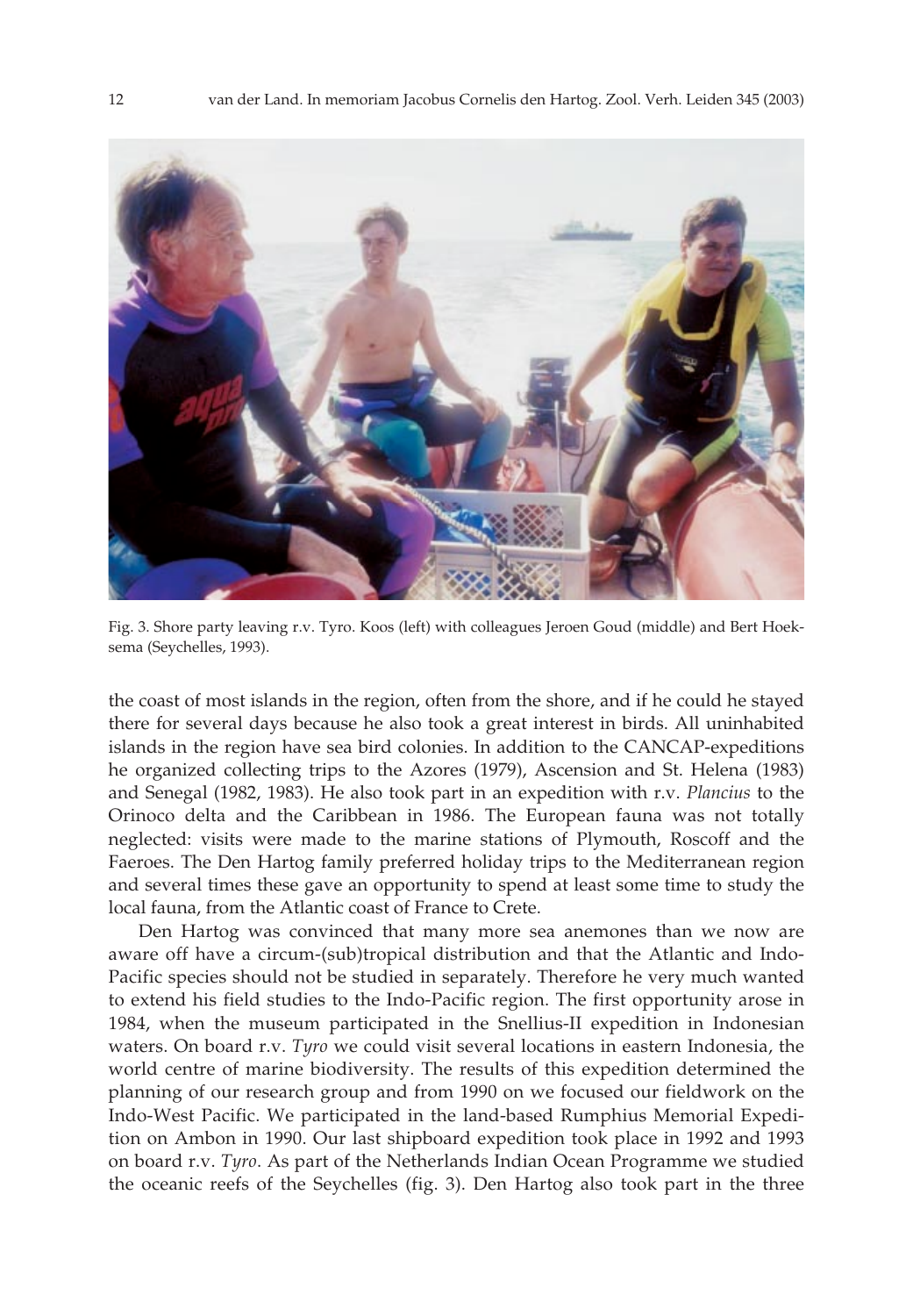Fig. 3. Shore party leaving r.v. Tyro. Koos (left) with colleagues Jeroen Goud (middle) and Bert Hoeksema (Seychelles, 1993).

the coast of most islands in the region, often from the shore, and if he could he stayed there for several days because he also took a great interest in birds. All uninhabited islands in the region have sea bird colonies. In addition to the CANCAP-expeditions he organized collecting trips to the Azores (1979), Ascension and St. Helena (1983) and Senegal (1982, 1983). He also took part in an expedition with r.v. *Plancius* to the Orinoco delta and the Caribbean in 1986. The European fauna was not totally neglected: visits were made to the marine stations of Plymouth, Roscoff and the Faeroes. The Den Hartog family preferred holiday trips to the Mediterranean region and several times these gave an opportunity to spend at least some time to study the local fauna, from the Atlantic coast of France to Crete.

Den Hartog was convinced that many more sea anemones than we now are aware off have a circum-(sub)tropical distribution and that the Atlantic and Indo-Pacific species should not be studied in separately. Therefore he very much wanted to extend his field studies to the Indo-Pacific region. The first opportunity arose in 1984, when the museum participated in the Snellius-II expedition in Indonesian waters. On board r.v. *Tyro* we could visit several locations in eastern Indonesia, the world centre of marine biodiversity. The results of this expedition determined the planning of our research group and from 1990 on we focused our fieldwork on the Indo-West Pacific. We participated in the land-based Rumphius Memorial Expedition on Ambon in 1990. Our last shipboard expedition took place in 1992 and 1993 on board r.v. *Tyro*. As part of the Netherlands Indian Ocean Programme we studied the oceanic reefs of the Seychelles (fig. 3). Den Hartog also took part in the three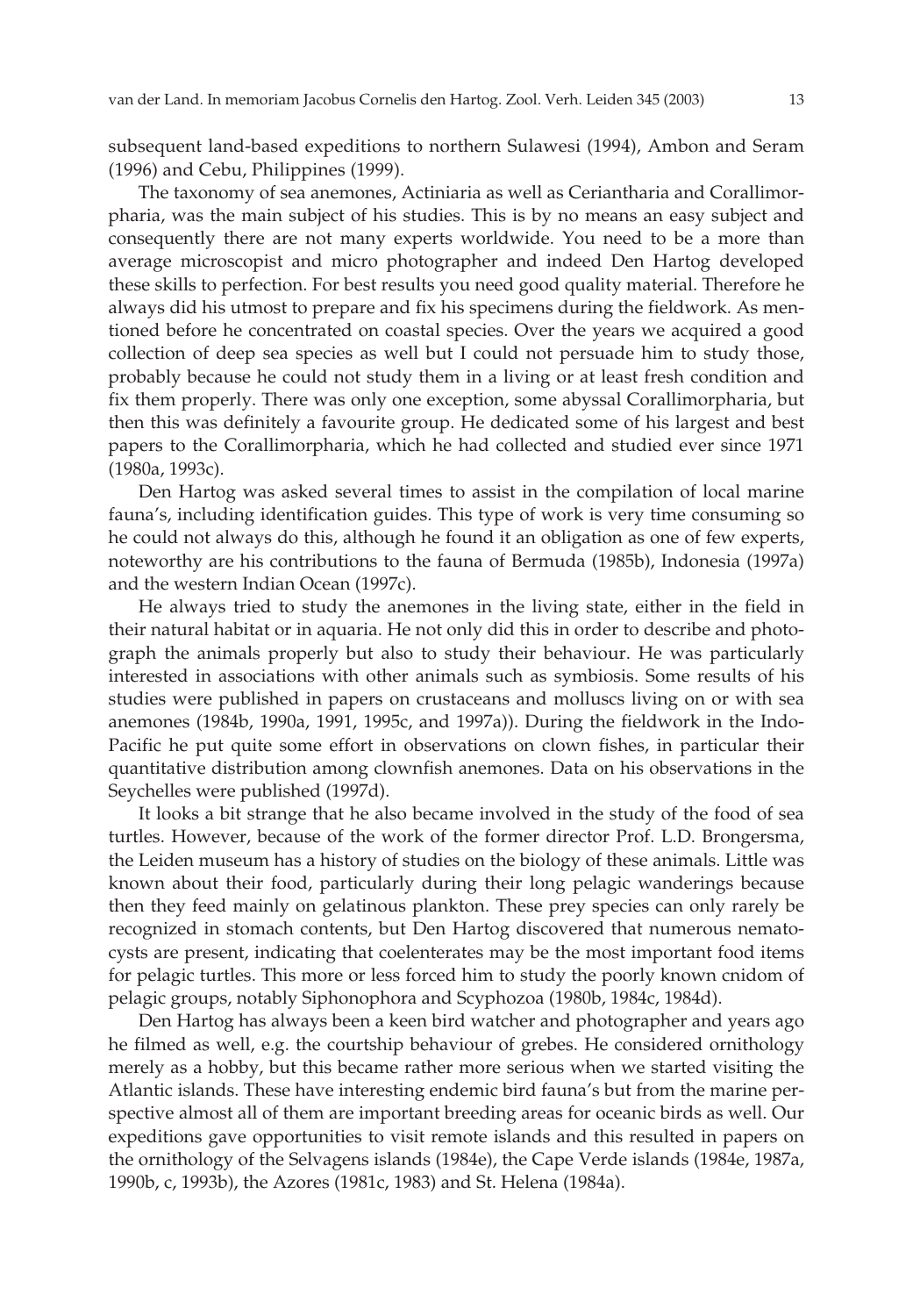subsequent land-based expeditions to northern Sulawesi (1994), Ambon and Seram (1996) and Cebu, Philippines (1999).

The taxonomy of sea anemones, Actiniaria as well as Ceriantharia and Corallimorpharia, was the main subject of his studies. This is by no means an easy subject and consequently there are not many experts worldwide. You need to be a more than average microscopist and micro photographer and indeed Den Hartog developed these skills to perfection. For best results you need good quality material. Therefore he always did his utmost to prepare and fix his specimens during the fieldwork. As mentioned before he concentrated on coastal species. Over the years we acquired a good collection of deep sea species as well but I could not persuade him to study those, probably because he could not study them in a living or at least fresh condition and fix them properly. There was only one exception, some abyssal Corallimorpharia, but then this was definitely a favourite group. He dedicated some of his largest and best papers to the Corallimorpharia, which he had collected and studied ever since 1971 (1980a, 1993c).

Den Hartog was asked several times to assist in the compilation of local marine fauna's, including identification guides. This type of work is very time consuming so he could not always do this, although he found it an obligation as one of few experts, noteworthy are his contributions to the fauna of Bermuda (1985b), Indonesia (1997a) and the western Indian Ocean (1997c).

He always tried to study the anemones in the living state, either in the field in their natural habitat or in aquaria. He not only did this in order to describe and photograph the animals properly but also to study their behaviour. He was particularly interested in associations with other animals such as symbiosis. Some results of his studies were published in papers on crustaceans and molluscs living on or with sea anemones (1984b, 1990a, 1991, 1995c, and 1997a)). During the fieldwork in the Indo-Pacific he put quite some effort in observations on clown fishes, in particular their quantitative distribution among clownfish anemones. Data on his observations in the Seychelles were published (1997d).

It looks a bit strange that he also became involved in the study of the food of sea turtles. However, because of the work of the former director Prof. L.D. Brongersma, the Leiden museum has a history of studies on the biology of these animals. Little was known about their food, particularly during their long pelagic wanderings because then they feed mainly on gelatinous plankton. These prey species can only rarely be recognized in stomach contents, but Den Hartog discovered that numerous nematocysts are present, indicating that coelenterates may be the most important food items for pelagic turtles. This more or less forced him to study the poorly known cnidom of pelagic groups, notably Siphonophora and Scyphozoa (1980b, 1984c, 1984d).

Den Hartog has always been a keen bird watcher and photographer and years ago he filmed as well, e.g. the courtship behaviour of grebes. He considered ornithology merely as a hobby, but this became rather more serious when we started visiting the Atlantic islands. These have interesting endemic bird fauna's but from the marine perspective almost all of them are important breeding areas for oceanic birds as well. Our expeditions gave opportunities to visit remote islands and this resulted in papers on the ornithology of the Selvagens islands (1984e), the Cape Verde islands (1984e, 1987a, 1990b, c, 1993b), the Azores (1981c, 1983) and St. Helena (1984a).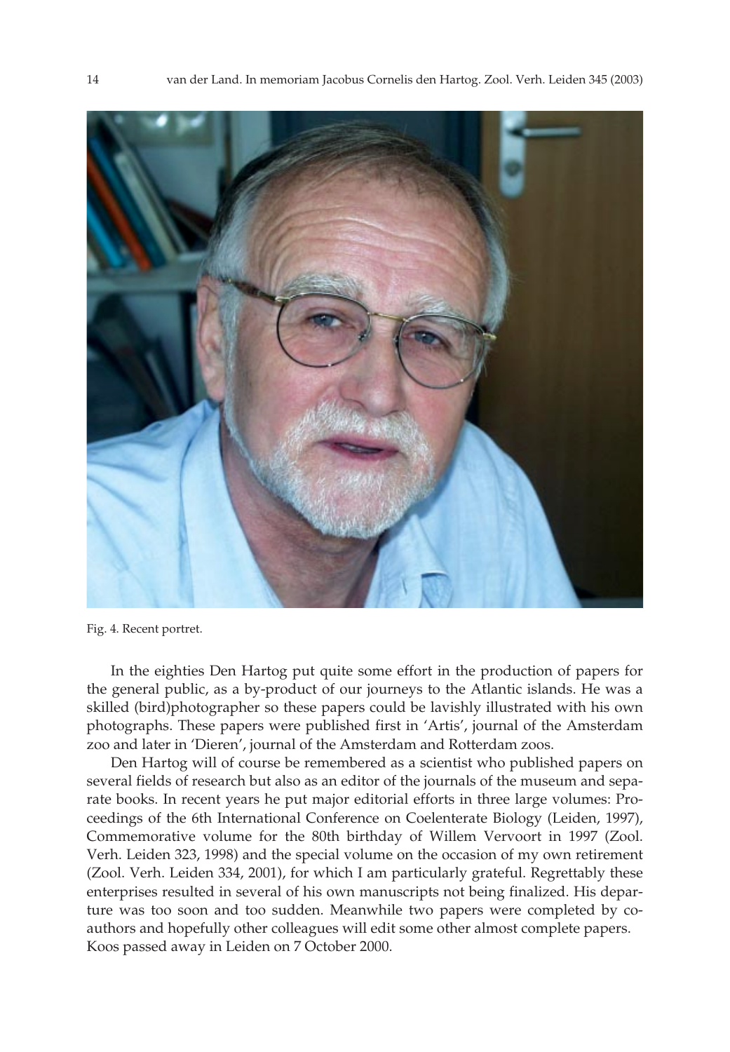Fig. 4. Recent portret.

In the eighties Den Hartog put quite some effort in the production of papers for the general public, as a by-product of our journeys to the Atlantic islands. He was a skilled (bird)photographer so these papers could be lavishly illustrated with his own photographs. These papers were published first in 'Artis', journal of the Amsterdam zoo and later in 'Dieren', journal of the Amsterdam and Rotterdam zoos.

Den Hartog will of course be remembered as a scientist who published papers on several fields of research but also as an editor of the journals of the museum and separate books. In recent years he put major editorial efforts in three large volumes: Proceedings of the 6th International Conference on Coelenterate Biology (Leiden, 1997), Commemorative volume for the 80th birthday of Willem Vervoort in 1997 (Zool. Verh. Leiden 323, 1998) and the special volume on the occasion of my own retirement (Zool. Verh. Leiden 334, 2001), for which I am particularly grateful. Regrettably these enterprises resulted in several of his own manuscripts not being finalized. His departure was too soon and too sudden. Meanwhile two papers were completed by co-authors and hopefully other colleagues will edit some other almost complete papers. Koos passed away in Leiden on 7 October 2000.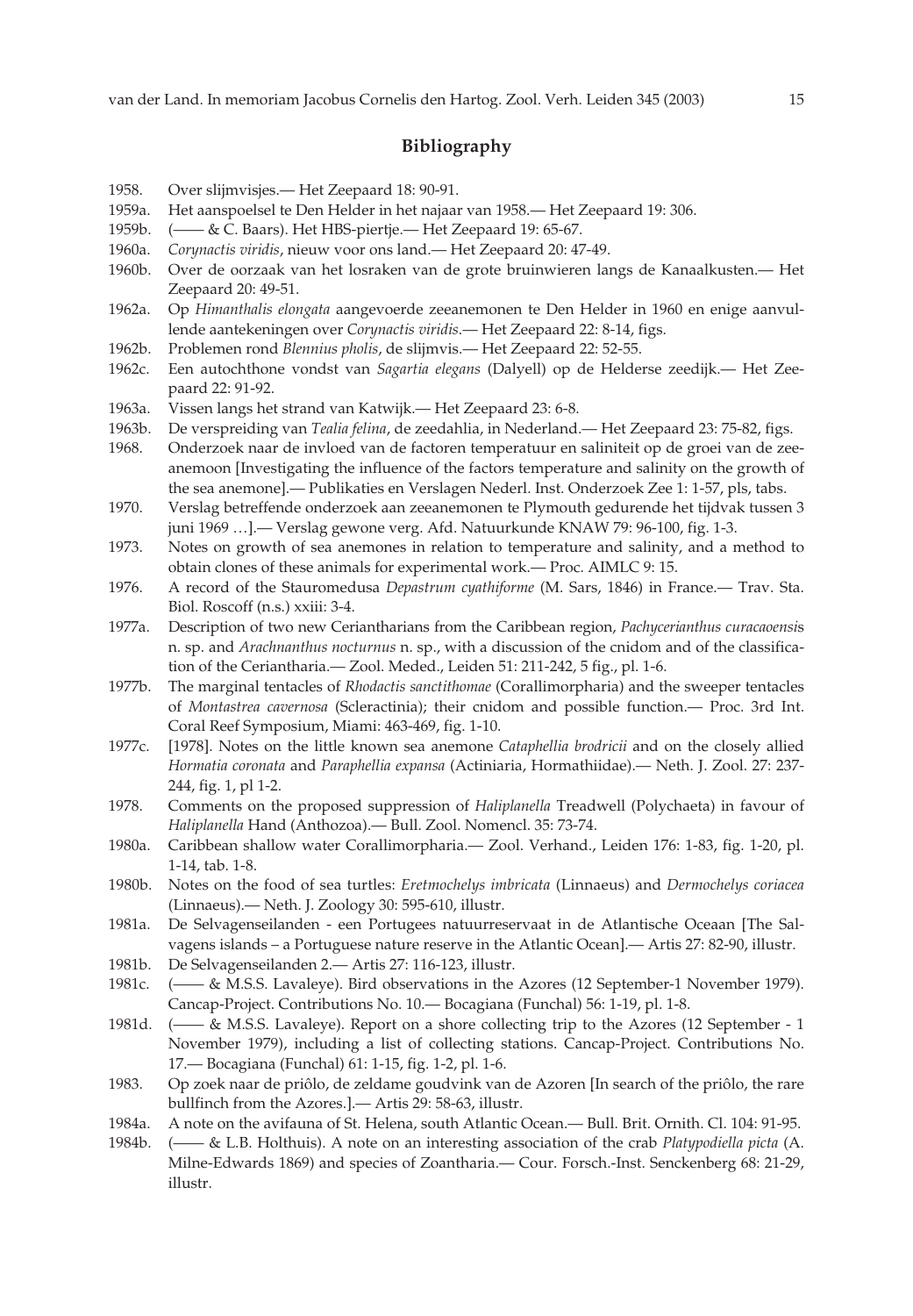## Bibliography

1958. Over slijmvisjes.— Het Zeepaard 18: 90-91.

1959a. Het aanspoelsel te Den Helder in het najaar van 1958.— Het Zeepaard 19: 306.

1959b. (—— & C. Baars). Het HBS-piertje.— Het Zeepaard 19: 65-67.

1960a. *Corynactis viridis*, nieuw voor ons land.— Het Zeepaard 20: 47-49.

1960b. Over de oorzaak van het losraken van de grote bruinwieren langs de Kanaalkusten.— Het Zeepaard 20: 49-51.

1962a. Op *Himanthalis elongata* aangevoerde zeeanemonen te Den Helder in 1960 en enige aanvullende aantekeningen over *Corynactis viridis*.— Het Zeepaard 22: 8-14, figs.

1962b. Problemen rond *Blennius pholis*, de slijmvis.— Het Zeepaard 22: 52-55.

1962c. Een autochthone vondst van *Sagartia elegans* (Dalyell) op de Helderse zeedijk.— Het Zeepaard 22: 91-92.

1963a. Vissen langs het strand van Katwijk.— Het Zeepaard 23: 6-8.

1963b. De verspreiding van *Tealia felina*, de zeedahlia, in Nederland.— Het Zeepaard 23: 75-82, figs.

1968. Onderzoek naar de invloed van de factoren temperatuur en saliniteit op de groei van de zeeanemoon [Investigating the influence of the factors temperature and salinity on the growth of the sea anemone].— Publikaties en Verslagen Nederl. Inst. Onderzoek Zee 1: 1-57, pls, tabs.

1970. Verslag betreffende onderzoek aan zeeanemonen te Plymouth gedurende het tijdvak tussen 3 juni 1969 …].— Verslag gewone verg. Afd. Natuurkunde KNAW 79: 96-100, fig. 1-3.

1973. Notes on growth of sea anemones in relation to temperature and salinity, and a method to obtain clones of these animals for experimental work.— Proc. AIMLC 9: 15.

1976. A record of the Stauromedusa *Depastrum cyathiforme* (M. Sars, 1846) in France.— Trav. Sta. Biol. Roscoff (n.s.) xxiii: 3-4.

1977a. Description of two new Ceriantharians from the Caribbean region, *Pachycerianthus curacaoensis* n. sp. and *Arachnanthus nocturnus* n. sp., with a discussion of the cnidom and of the classification of the Ceriantharia.— Zool. Meded., Leiden 51: 211-242, 5 fig., pl. 1-6.

1977b. The marginal tentacles of *Rhodactis sanctithomae* (Corallimorpharia) and the sweeper tentacles of *Montastrea cavernosa* (Scleractinia); their cnidom and possible function.— Proc. 3rd Int. Coral Reef Symposium, Miami: 463-469, fig. 1-10.

1977c. [1978]. Notes on the little known sea anemone *Cataphellia brodricii* and on the closely allied *Hormatia coronata* and *Paraphellia expansa* (Actiniaria, Hormathiidae).— Neth. J. Zool. 27: 237-244, fig. 1, pl 1-2.

1978. Comments on the proposed suppression of *Haliplanella* Treadwell (Polychaeta) in favour of *Haliplanella* Hand (Anthozoa).— Bull. Zool. Nomencl. 35: 73-74.

1980a. Caribbean shallow water Corallimorpharia.— Zool. Verhand., Leiden 176: 1-83, fig. 1-20, pl. 1-14, tab. 1-8.

1980b. Notes on the food of sea turtles: *Eretmochelys imbricata* (Linnaeus) and *Dermochelys coriacea* (Linnaeus).— Neth. J. Zoology 30: 595-610, illustr.

1981a. De Selvagenseilanden - een Portugees natuurreservaat in de Atlantische Oceaan [The Salvagens islands – a Portuguese nature reserve in the Atlantic Ocean].— Artis 27: 82-90, illustr.

1981b. De Selvagenseilanden 2.— Artis 27: 116-123, illustr.

1981c. (—— & M.S.S. Lavaleye). Bird observations in the Azores (12 September-1 November 1979). Cancap-Project. Contributions No. 10.— Bocagiana (Funchal) 56: 1-19, pl. 1-8.

1981d. (—— & M.S.S. Lavaleye). Report on a shore collecting trip to the Azores (12 September - 1 November 1979), including a list of collecting stations. Cancap-Project. Contributions No. 17.— Bocagiana (Funchal) 61: 1-15, fig. 1-2, pl. 1-6.

1983. Op zoek naar de priôlo, de zeldame goudvink van de Azoren [In search of the priôlo, the rare bullfinch from the Azores.].— Artis 29: 58-63, illustr.

1984a. A note on the avifauna of St. Helena, south Atlantic Ocean.— Bull. Brit. Ornith. Cl. 104: 91-95.

1984b. (—— & L.B. Holthuis). A note on an interesting association of the crab *Platypodiella picta* (A. Milne-Edwards 1869) and species of Zoantharia.— Cour. Forsch.-Inst. Senckenberg 68: 21-29, illustr.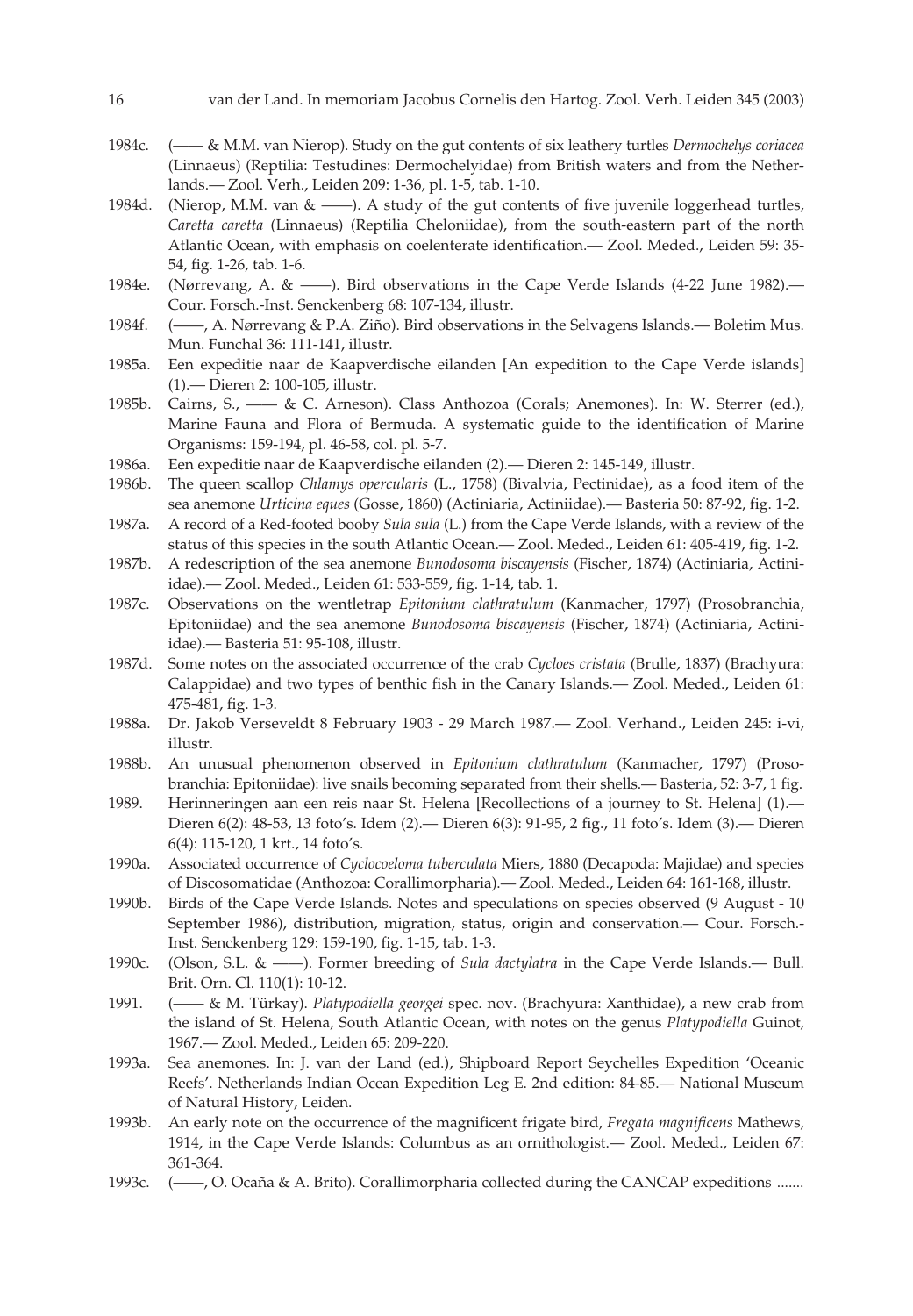1984c. (—— & M.M. van Nierop). Study on the gut contents of six leathery turtles *Dermochelys coriacea* (Linnaeus) (Reptilia: Testudines: Dermochelyidae) from British waters and from the Netherlands.— Zool. Verh., Leiden 209: 1-36, pl. 1-5, tab. 1-10.

1984d. (Nierop, M.M. van & ——). A study of the gut contents of five juvenile loggerhead turtles, *Caretta caretta* (Linnaeus) (Reptilia Cheloniidae), from the south-eastern part of the north Atlantic Ocean, with emphasis on coelenterate identification.— Zool. Meded., Leiden 59: 35-54, fig. 1-26, tab. 1-6.

1984e. (Nørrevang, A. & ——). Bird observations in the Cape Verde Islands (4-22 June 1982).— Cour. Forsch.-Inst. Senckenberg 68: 107-134, illustr.

1984f. (——, A. Nørrevang & P.A. Ziño). Bird observations in the Selvagens Islands.— Boletim Mus. Mun. Funchal 36: 111-141, illustr.

1985a. Een expeditie naar de Kaapverdische eilanden [An expedition to the Cape Verde islands] (1).— Dieren 2: 100-105, illustr.

1985b. Cairns, S., —— & C. Arneson). Class Anthozoa (Corals; Anemones). In: W. Sterrer (ed.), Marine Fauna and Flora of Bermuda. A systematic guide to the identification of Marine Organisms: 159-194, pl. 46-58, col. pl. 5-7.

1986a. Een expeditie naar de Kaapverdische eilanden (2).— Dieren 2: 145-149, illustr.

1986b. The queen scallop *Chlamys opercularis* (L., 1758) (Bivalvia, Pectinidae), as a food item of the sea anemone *Urticina eques* (Gosse, 1860) (Actiniaria, Actiniidae).— Basteria 50: 87-92, fig. 1-2.

1987a. A record of a Red-footed booby *Sula sula* (L.) from the Cape Verde Islands, with a review of the status of this species in the south Atlantic Ocean.— Zool. Meded., Leiden 61: 405-419, fig. 1-2.

1987b. A redescription of the sea anemone *Bunodosoma biscayensis* (Fischer, 1874) (Actiniaria, Actiniidae).— Zool. Meded., Leiden 61: 533-559, fig. 1-14, tab. 1.

1987c. Observations on the wentletrap *Epitonium clathratulum* (Kanmacher, 1797) (Prosobranchia, Epitoniidae) and the sea anemone *Bunodosoma biscayensis* (Fischer, 1874) (Actiniaria, Actiniidae).— Basteria 51: 95-108, illustr.

1987d. Some notes on the associated occurrence of the crab *Cycloes cristata* (Brulle, 1837) (Brachyura: Calappidae) and two types of benthic fish in the Canary Islands.— Zool. Meded., Leiden 61: 475-481, fig. 1-3.

1988a. Dr. Jakob Verseveldt 8 February 1903 - 29 March 1987.— Zool. Verhand., Leiden 245: i-vi, illustr.

1988b. An unusual phenomenon observed in *Epitonium clathratulum* (Kanmacher, 1797) (Prosobranchia: Epitoniidae): live snails becoming separated from their shells.— Basteria, 52: 3-7, 1 fig.

1989. Herinneringen aan een reis naar St. Helena [Recollections of a journey to St. Helena] (1).— Dieren 6(2): 48-53, 13 foto's. Idem (2).— Dieren 6(3): 91-95, 2 fig., 11 foto's. Idem (3).— Dieren 6(4): 115-120, 1 krt., 14 foto's.

1990a. Associated occurrence of *Cyclocoeloma tuberculata* Miers, 1880 (Decapoda: Majidae) and species of Discosomatidae (Anthozoa: Corallimorpharia).— Zool. Meded., Leiden 64: 161-168, illustr.

1990b. Birds of the Cape Verde Islands. Notes and speculations on species observed (9 August - 10 September 1986), distribution, migration, status, origin and conservation.— Cour. Forsch.-Inst. Senckenberg 129: 159-190, fig. 1-15, tab. 1-3.

1990c. (Olson, S.L. & ——). Former breeding of *Sula dactylatra* in the Cape Verde Islands.— Bull. Brit. Orn. Cl. 110(1): 10-12.

1991. (—— & M. Türkay). *Platypodiella georgei* spec. nov. (Brachyura: Xanthidae), a new crab from the island of St. Helena, South Atlantic Ocean, with notes on the genus *Platypodiella* Guinot, 1967.— Zool. Meded., Leiden 65: 209-220.

1993a. Sea anemones. In: J. van der Land (ed.), Shipboard Report Seychelles Expedition 'Oceanic Reefs'. Netherlands Indian Ocean Expedition Leg E. 2nd edition: 84-85.— National Museum of Natural History, Leiden.

1993b. An early note on the occurrence of the magnificent frigate bird, *Fregata magnificens* Mathews, 1914, in the Cape Verde Islands: Columbus as an ornithologist.— Zool. Meded., Leiden 67: 361-364.

1993c. (——, O. Ocaña & A. Brito). Corallimorpharia collected during the CANCAP expeditions .......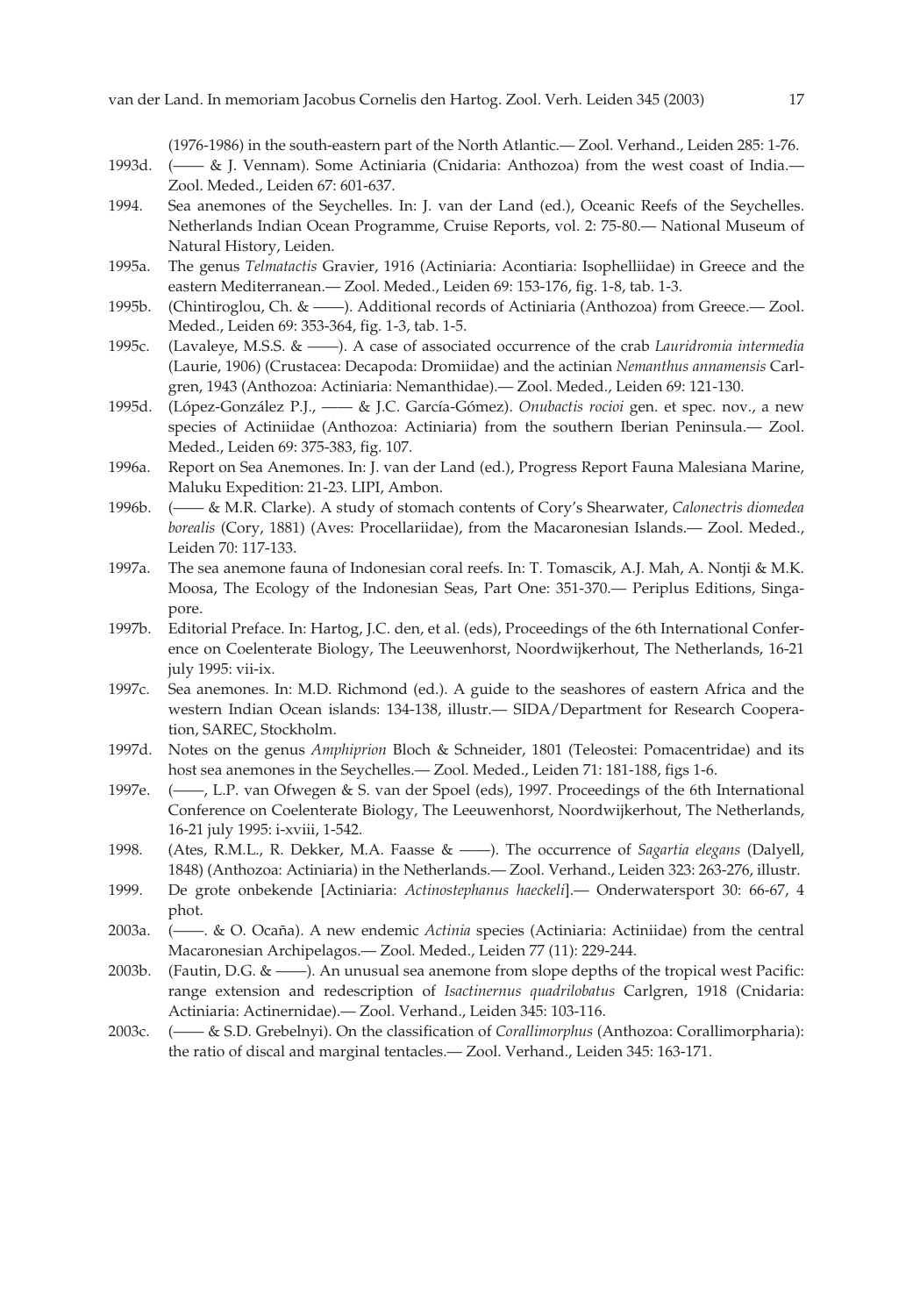(1976-1986) in the south-eastern part of the North Atlantic.— Zool. Verhand., Leiden 285: 1-76.

1993d. (—— & J. Vennam). Some Actiniaria (Cnidaria: Anthozoa) from the west coast of India.— Zool. Meded., Leiden 67: 601-637.

1994. Sea anemones of the Seychelles. In: J. van der Land (ed.), Oceanic Reefs of the Seychelles. Netherlands Indian Ocean Programme, Cruise Reports, vol. 2: 75-80.— National Museum of Natural History, Leiden.

1995a. The genus *Telmatactis* Gravier, 1916 (Actiniaria: Acontiaria: Isophelliidae) in Greece and the eastern Mediterranean.— Zool. Meded., Leiden 69: 153-176, fig. 1-8, tab. 1-3.

1995b. (Chintiroglou, Ch. & ——). Additional records of Actiniaria (Anthozoa) from Greece.— Zool. Meded., Leiden 69: 353-364, fig. 1-3, tab. 1-5.

1995c. (Lavaleye, M.S.S. & ——). A case of associated occurrence of the crab *Lauridromia intermedia* (Laurie, 1906) (Crustacea: Decapoda: Dromiidae) and the actinian *Nemanthus annamensis* Carlgren, 1943 (Anthozoa: Actiniaria: Nemanthidae).— Zool. Meded., Leiden 69: 121-130.

1995d. (López-González P.J., —— & J.C. García-Gómez). *Onubactis rocioi* gen. et spec. nov., a new species of Actiniidae (Anthozoa: Actiniaria) from the southern Iberian Peninsula.— Zool. Meded., Leiden 69: 375-383, fig. 107.

1996a. Report on Sea Anemones. In: J. van der Land (ed.), Progress Report Fauna Malesiana Marine, Maluku Expedition: 21-23. LIPI, Ambon.

1996b. (—— & M.R. Clarke). A study of stomach contents of Cory's Shearwater, *Calonectris diomedea borealis* (Cory, 1881) (Aves: Procellariidae), from the Macaronesian Islands.— Zool. Meded., Leiden 70: 117-133.

1997a. The sea anemone fauna of Indonesian coral reefs. In: T. Tomascik, A.J. Mah, A. Nontji & M.K. Moosa, The Ecology of the Indonesian Seas, Part One: 351-370.— Periplus Editions, Singapore.

1997b. Editorial Preface. In: Hartog, J.C. den, et al. (eds), Proceedings of the 6th International Conference on Coelenterate Biology, The Leeuwenhorst, Noordwijkerhout, The Netherlands, 16-21 july 1995: vii-ix.

1997c. Sea anemones. In: M.D. Richmond (ed.). A guide to the seashores of eastern Africa and the western Indian Ocean islands: 134-138, illustr.— SIDA/Department for Research Cooperation, SAREC, Stockholm.

1997d. Notes on the genus *Amphiprion* Bloch & Schneider, 1801 (Teleostei: Pomacentridae) and its host sea anemones in the Seychelles.— Zool. Meded., Leiden 71: 181-188, figs 1-6.

1997e. (——, L.P. van Ofwegen & S. van der Spoel (eds), 1997. Proceedings of the 6th International Conference on Coelenterate Biology, The Leeuwenhorst, Noordwijkerhout, The Netherlands, 16-21 july 1995: i-xviii, 1-542.

1998. (Ates, R.M.L., R. Dekker, M.A. Faasse & ——). The occurrence of *Sagartia elegans* (Dalyell, 1848) (Anthozoa: Actiniaria) in the Netherlands.— Zool. Verhand., Leiden 323: 263-276, illustr.

1999. De grote onbekende [Actiniaria: *Actinostephanus haeckeli*].— Onderwatersport 30: 66-67, 4 phot.

2003a. (——. & O. Ocaña). A new endemic *Actinia* species (Actiniaria: Actiniidae) from the central Macaronesian Archipelagos.— Zool. Meded., Leiden 77 (11): 229-244.

2003b. (Fautin, D.G. & ——). An unusual sea anemone from slope depths of the tropical west Pacific: range extension and redescription of *Isactinernus quadrilobatus* Carlgren, 1918 (Cnidaria: Actiniaria: Actinernidae).— Zool. Verhand., Leiden 345: 103-116.

2003c. (—— & S.D. Grebelnyi). On the classification of *Corallimorphus* (Anthozoa: Corallimorpharia): the ratio of discal and marginal tentacles.— Zool. Verhand., Leiden 345: 163-171.